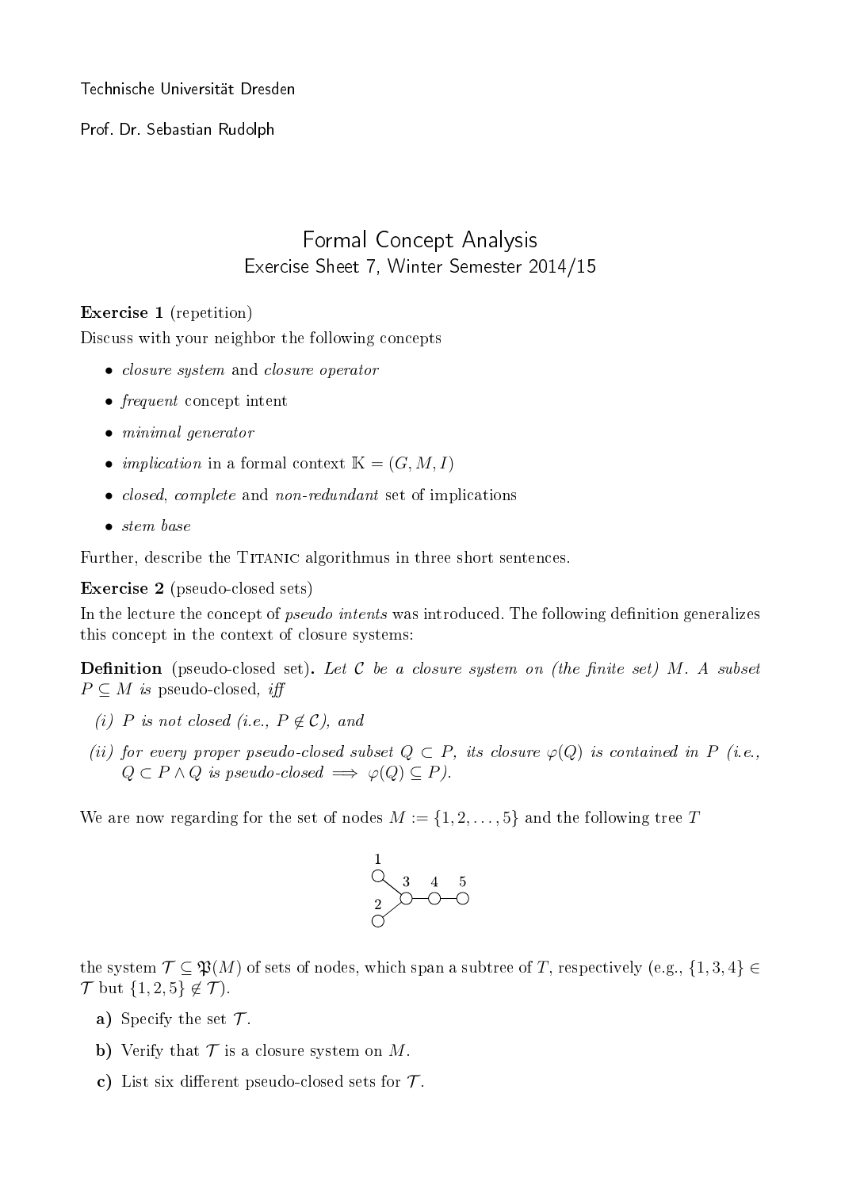Technische Universität Dresden

Prof. Dr. Sebastian Rudolph

# Formal Concept Analysis

## Exercise Sheet 7, Winter Semester 2014/15

**Exercise 1** (repetition)

Discuss with your neighbor the following concepts

- *closure system* and *closure operator*
- *frequent* concept intent
- *minimal generator*
- *implication* in a formal context $\mathbb{K} = (G, M, I)$
- *closed*, *complete* and *non-redundant* set of implications
- *stem base*

Further, describe the Titanic algorithmus in three short sentences.

**Exercise 2** (pseudo-closed sets)

In the lecture the concept of *pseudo intents* was introduced. The following definition generalizes this concept in the context of closure systems:

**Definition** (pseudo-closed set). *Let $\mathcal{C}$ be a closure system on (the finite set) $M$. A subset $P \subseteq M$ is* pseudo-closed*, iff*

*(i) $P$ is not closed (i.e., $P \notin \mathcal{C}$), and*

*(ii) for every proper pseudo-closed subset $Q \subset P$, its closure $\varphi(Q)$ is contained in $P$ (i.e., $Q \subset P \wedge Q$ is pseudo-closed $\implies \varphi(Q) \subseteq P$).*

We are now regarding for the set of nodes $M := \{1, 2, \ldots, 5\}$ and the following tree $T$

the system $\mathcal{T} \subseteq \mathfrak{P}(M)$ of sets of nodes, which span a subtree of $T$, respectively (e.g., $\{1, 3, 4\} \in \mathcal{T}$ but $\{1, 2, 5\} \notin \mathcal{T}$).

**a)** Specify the set $\mathcal{T}$.

**b)** Verify that $\mathcal{T}$ is a closure system on $M$.

**c)** List six different pseudo-closed sets for $\mathcal{T}$.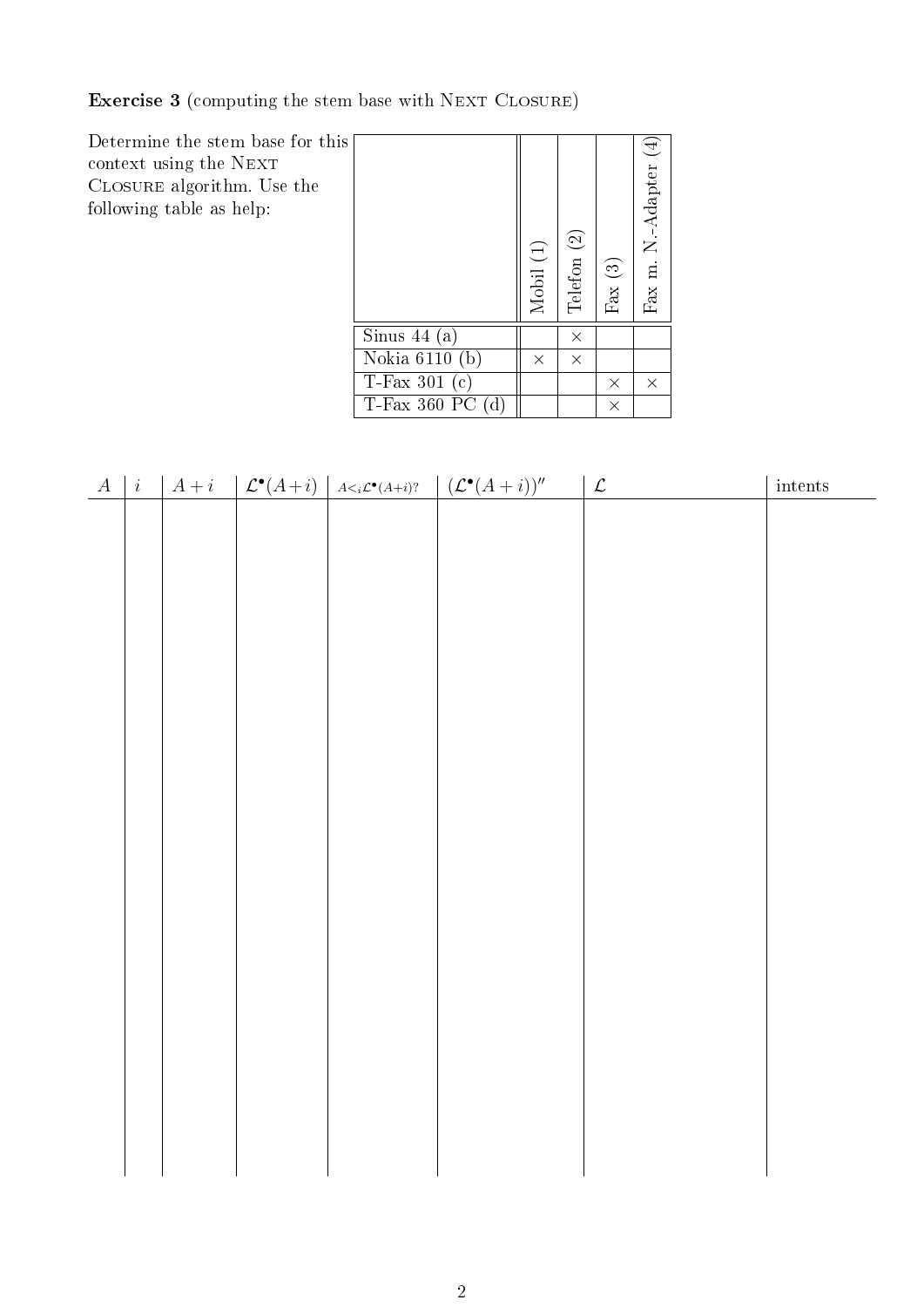**Exercise 3** (computing the stem base with Next Closure)

Determine the stem base for this context using the Next Closure algorithm. Use the following table as help:

| | Mobil (1) | Telefon (2) | Fax (3) | Fax m. N.-Adapter (4) |
|---|---|---|---|---|
| Sinus 44 (a) | | × | | |
| Nokia 6110 (b) | × | × | | |
| T-Fax 301 (c) | | | × | × |
| T-Fax 360 PC (d) | | | × | |

| $A$ | $i$ | $A+i$ | $\mathcal{L}^\bullet(A+i)$ | $A<_i\mathcal{L}^\bullet(A+i)$? | $(\mathcal{L}^\bullet(A+i))''$ | $\mathcal{L}$ | intents |
|---|---|---|---|---|---|---|---|
| | | | | | | | |